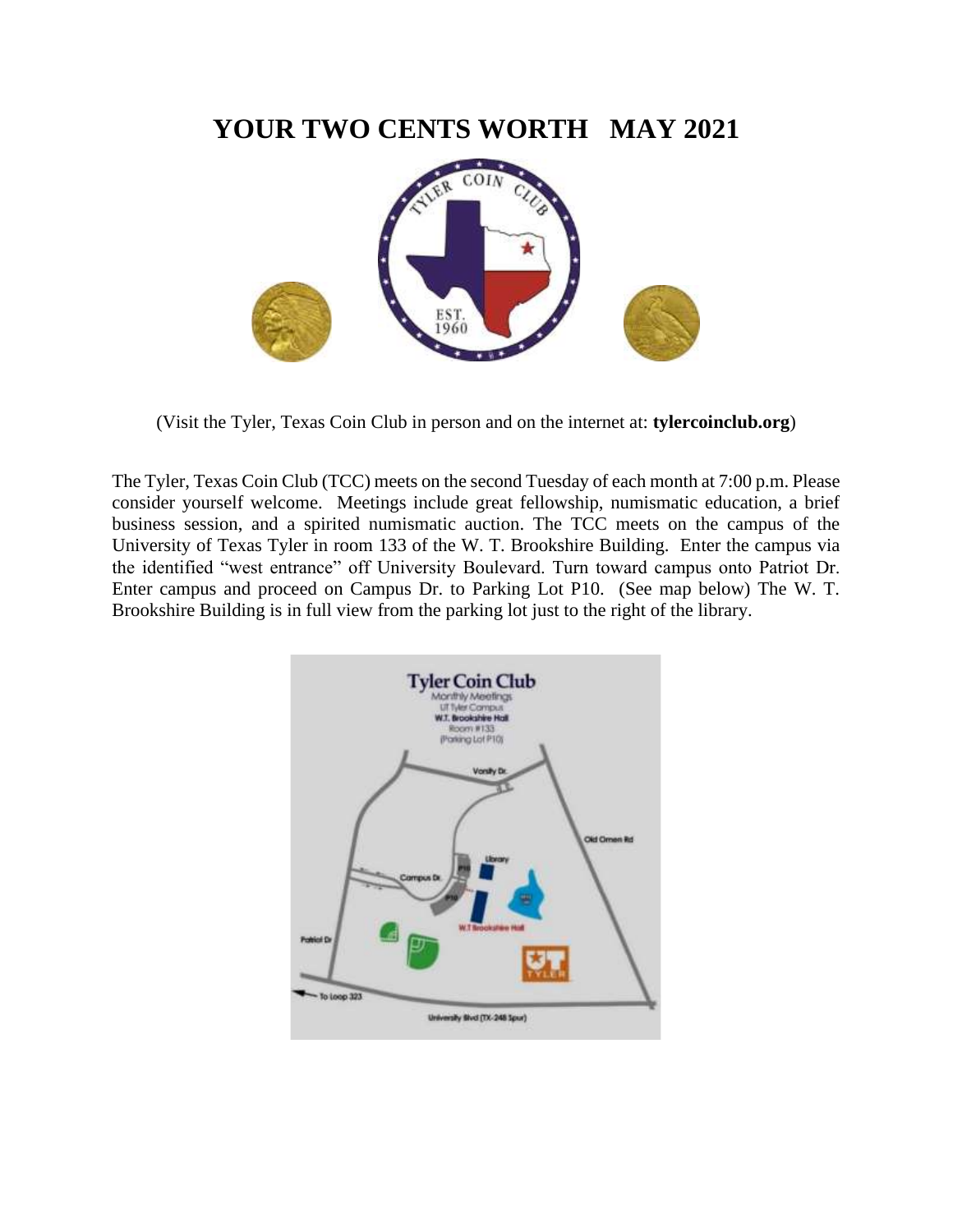# YOUR TWO CENTS WORTH MAY 2021

(Visit the Tyler, Texas Coin Club in person and on the internet at: **tylercoinclub.org**)

The Tyler, Texas Coin Club (TCC) meets on the second Tuesday of each month at 7:00 p.m. Please consider yourself welcome. Meetings include great fellowship, numismatic education, a brief business session, and a spirited numismatic auction. The TCC meets on the campus of the University of Texas Tyler in room 133 of the W. T. Brookshire Building. Enter the campus via the identified "west entrance" off University Boulevard. Turn toward campus onto Patriot Dr. Enter campus and proceed on Campus Dr. to Parking Lot P10. (See map below) The W. T. Brookshire Building is in full view from the parking lot just to the right of the library.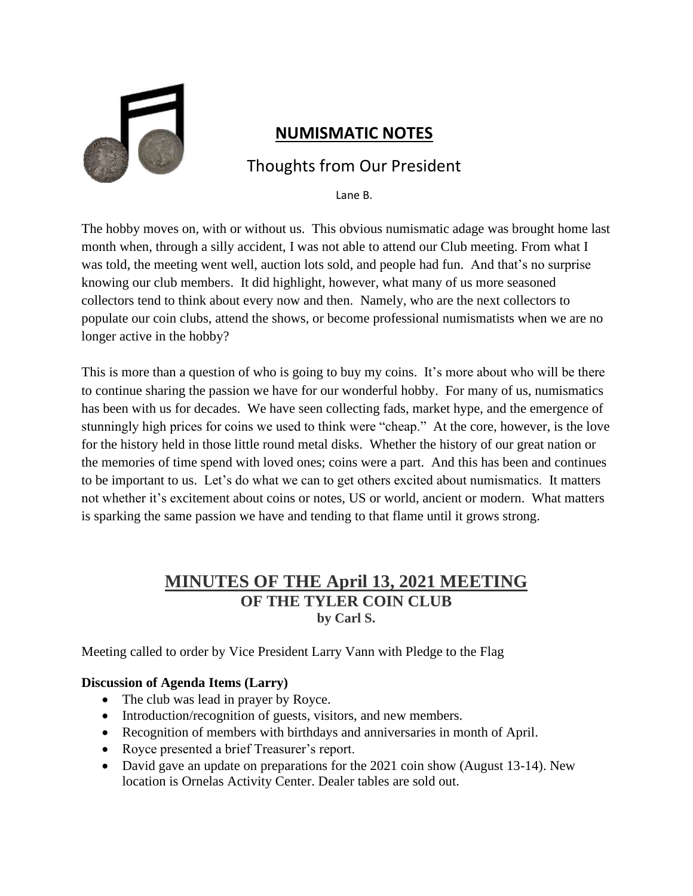## NUMISMATIC NOTES

### Thoughts from Our President

Lane B.

The hobby moves on, with or without us. This obvious numismatic adage was brought home last month when, through a silly accident, I was not able to attend our Club meeting. From what I was told, the meeting went well, auction lots sold, and people had fun. And that's no surprise knowing our club members. It did highlight, however, what many of us more seasoned collectors tend to think about every now and then. Namely, who are the next collectors to populate our coin clubs, attend the shows, or become professional numismatists when we are no longer active in the hobby?

This is more than a question of who is going to buy my coins. It's more about who will be there to continue sharing the passion we have for our wonderful hobby. For many of us, numismatics has been with us for decades. We have seen collecting fads, market hype, and the emergence of stunningly high prices for coins we used to think were "cheap." At the core, however, is the love for the history held in those little round metal disks. Whether the history of our great nation or the memories of time spend with loved ones; coins were a part. And this has been and continues to be important to us. Let's do what we can to get others excited about numismatics. It matters not whether it's excitement about coins or notes, US or world, ancient or modern. What matters is sparking the same passion we have and tending to that flame until it grows strong.

## MINUTES OF THE April 13, 2021 MEETING
### OF THE TYLER COIN CLUB
**by Carl S.**

Meeting called to order by Vice President Larry Vann with Pledge to the Flag

**Discussion of Agenda Items (Larry)**

- The club was lead in prayer by Royce.
- Introduction/recognition of guests, visitors, and new members.
- Recognition of members with birthdays and anniversaries in month of April.
- Royce presented a brief Treasurer's report.
- David gave an update on preparations for the 2021 coin show (August 13-14). New location is Ornelas Activity Center. Dealer tables are sold out.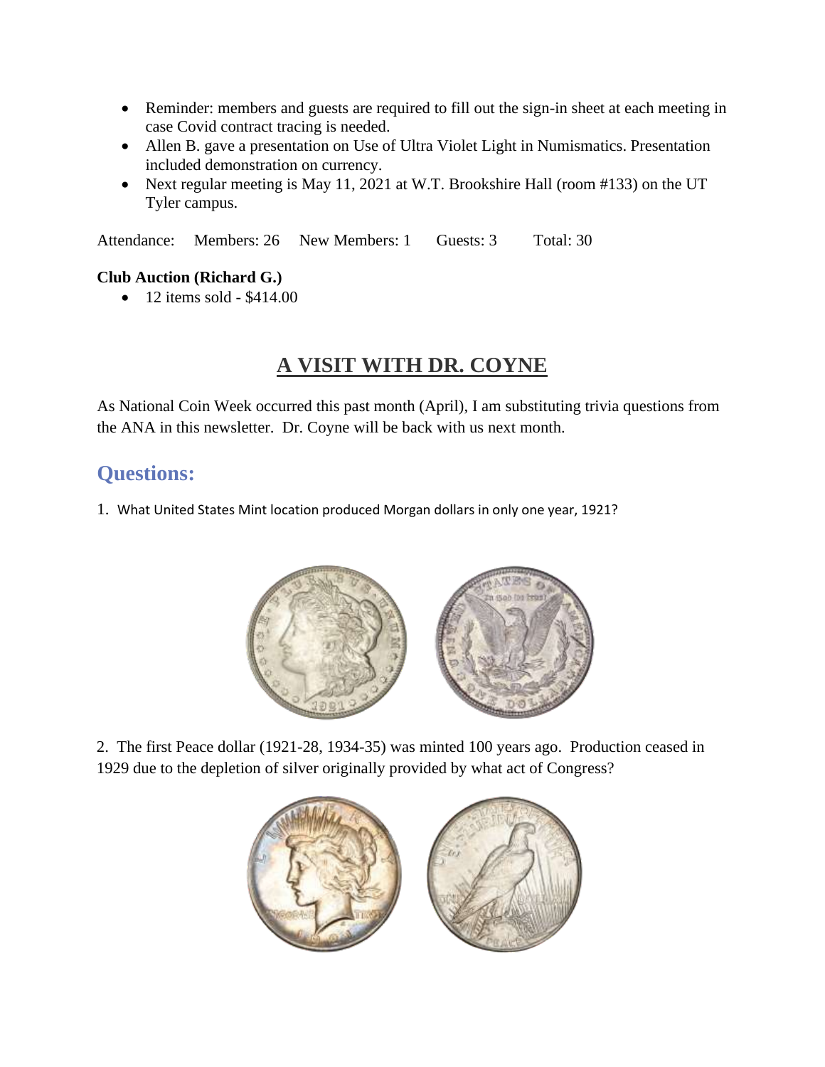- Reminder: members and guests are required to fill out the sign-in sheet at each meeting in case Covid contract tracing is needed.
- Allen B. gave a presentation on Use of Ultra Violet Light in Numismatics. Presentation included demonstration on currency.
- Next regular meeting is May 11, 2021 at W.T. Brookshire Hall (room #133) on the UT Tyler campus.

Attendance: Members: 26 New Members: 1 Guests: 3 Total: 30

**Club Auction (Richard G.)**

- 12 items sold - $414.00

## A VISIT WITH DR. COYNE

As National Coin Week occurred this past month (April), I am substituting trivia questions from the ANA in this newsletter. Dr. Coyne will be back with us next month.

## Questions:

1. What United States Mint location produced Morgan dollars in only one year, 1921?

2. The first Peace dollar (1921-28, 1934-35) was minted 100 years ago. Production ceased in 1929 due to the depletion of silver originally provided by what act of Congress?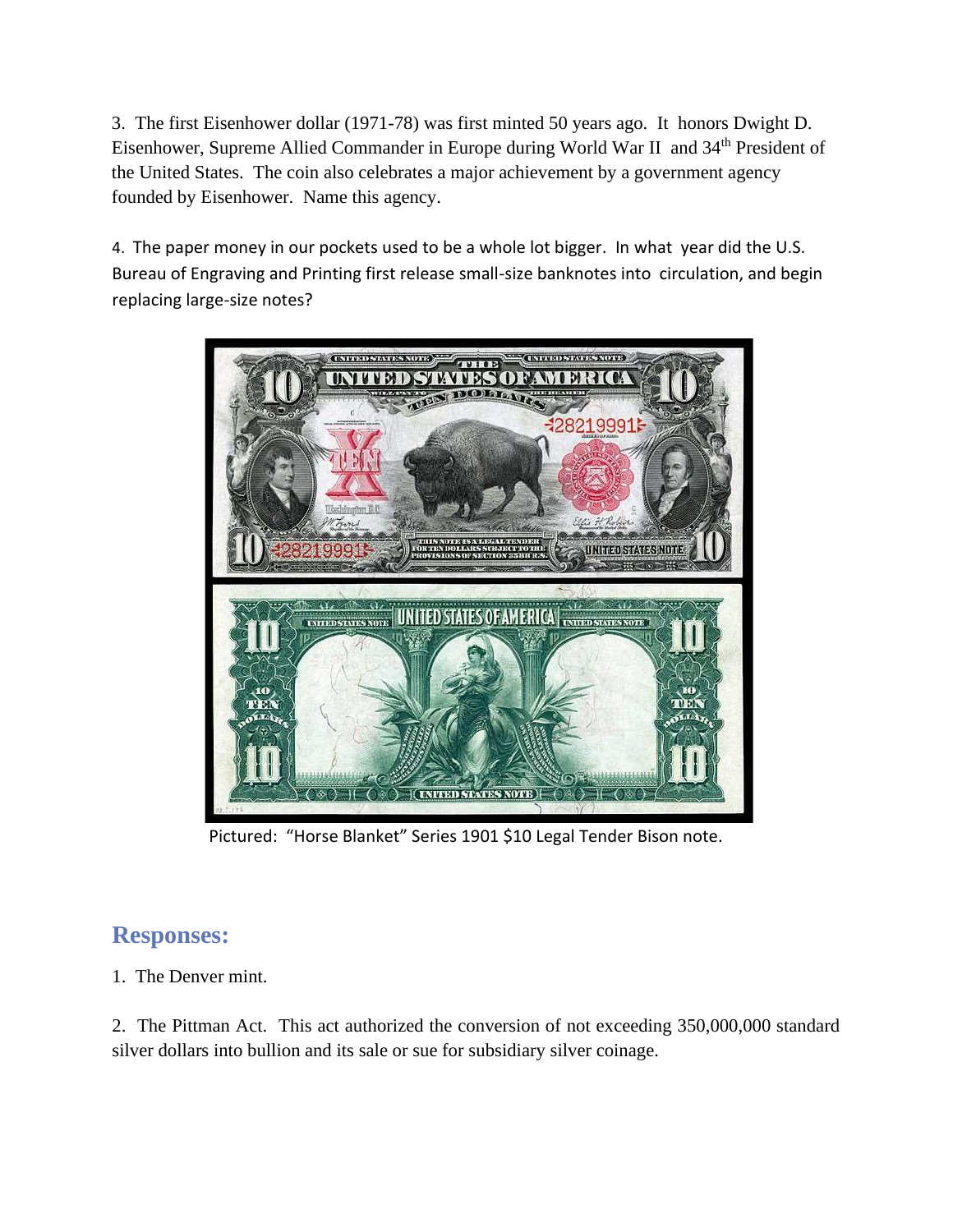3. The first Eisenhower dollar (1971-78) was first minted 50 years ago. It honors Dwight D. Eisenhower, Supreme Allied Commander in Europe during World War II and 34th President of the United States. The coin also celebrates a major achievement by a government agency founded by Eisenhower. Name this agency.

4. The paper money in our pockets used to be a whole lot bigger. In what year did the U.S. Bureau of Engraving and Printing first release small-size banknotes into circulation, and begin replacing large-size notes?

Pictured: "Horse Blanket" Series 1901 $10 Legal Tender Bison note.

## Responses:

1. The Denver mint.

2. The Pittman Act. This act authorized the conversion of not exceeding 350,000,000 standard silver dollars into bullion and its sale or sue for subsidiary silver coinage.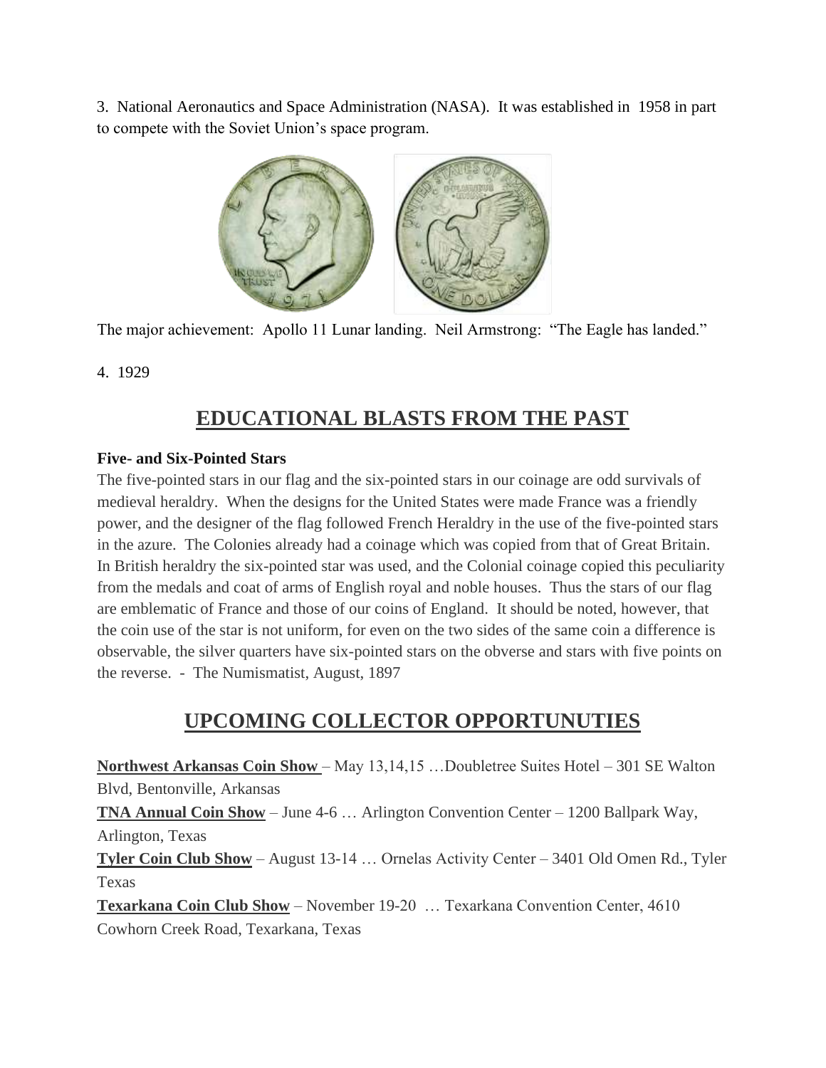3. National Aeronautics and Space Administration (NASA). It was established in 1958 in part to compete with the Soviet Union's space program.

The major achievement: Apollo 11 Lunar landing. Neil Armstrong: "The Eagle has landed."

4. 1929

## EDUCATIONAL BLASTS FROM THE PAST

**Five- and Six-Pointed Stars**

The five-pointed stars in our flag and the six-pointed stars in our coinage are odd survivals of medieval heraldry. When the designs for the United States were made France was a friendly power, and the designer of the flag followed French Heraldry in the use of the five-pointed stars in the azure. The Colonies already had a coinage which was copied from that of Great Britain. In British heraldry the six-pointed star was used, and the Colonial coinage copied this peculiarity from the medals and coat of arms of English royal and noble houses. Thus the stars of our flag are emblematic of France and those of our coins of England. It should be noted, however, that the coin use of the star is not uniform, for even on the two sides of the same coin a difference is observable, the silver quarters have six-pointed stars on the obverse and stars with five points on the reverse. - The Numismatist, August, 1897

## UPCOMING COLLECTOR OPPORTUNUTIES

**Northwest Arkansas Coin Show** – May 13,14,15 …Doubletree Suites Hotel – 301 SE Walton Blvd, Bentonville, Arkansas

**TNA Annual Coin Show** – June 4-6 … Arlington Convention Center – 1200 Ballpark Way, Arlington, Texas

**Tyler Coin Club Show** – August 13-14 … Ornelas Activity Center – 3401 Old Omen Rd., Tyler Texas

**Texarkana Coin Club Show** – November 19-20 … Texarkana Convention Center, 4610 Cowhorn Creek Road, Texarkana, Texas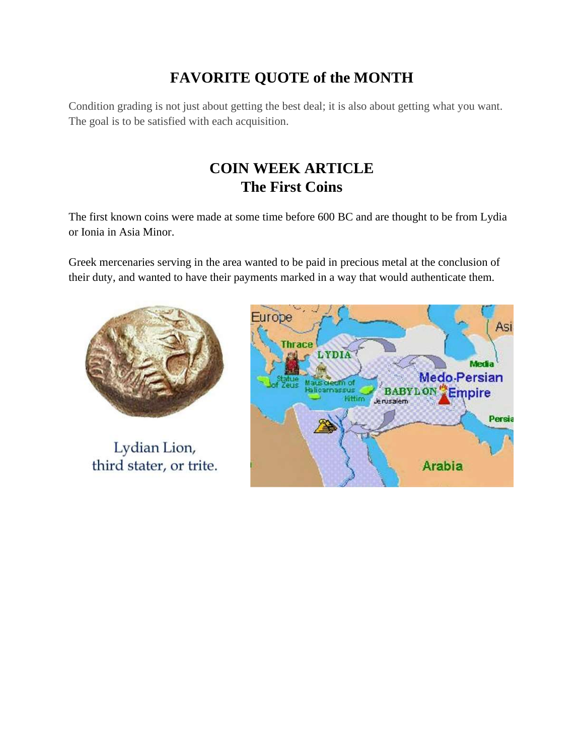## FAVORITE QUOTE of the MONTH

Condition grading is not just about getting the best deal; it is also about getting what you want. The goal is to be satisfied with each acquisition.

## COIN WEEK ARTICLE
## The First Coins

The first known coins were made at some time before 600 BC and are thought to be from Lydia or Ionia in Asia Minor.

Greek mercenaries serving in the area wanted to be paid in precious metal at the conclusion of their duty, and wanted to have their payments marked in a way that would authenticate them.

Lydian Lion, third stater, or trite.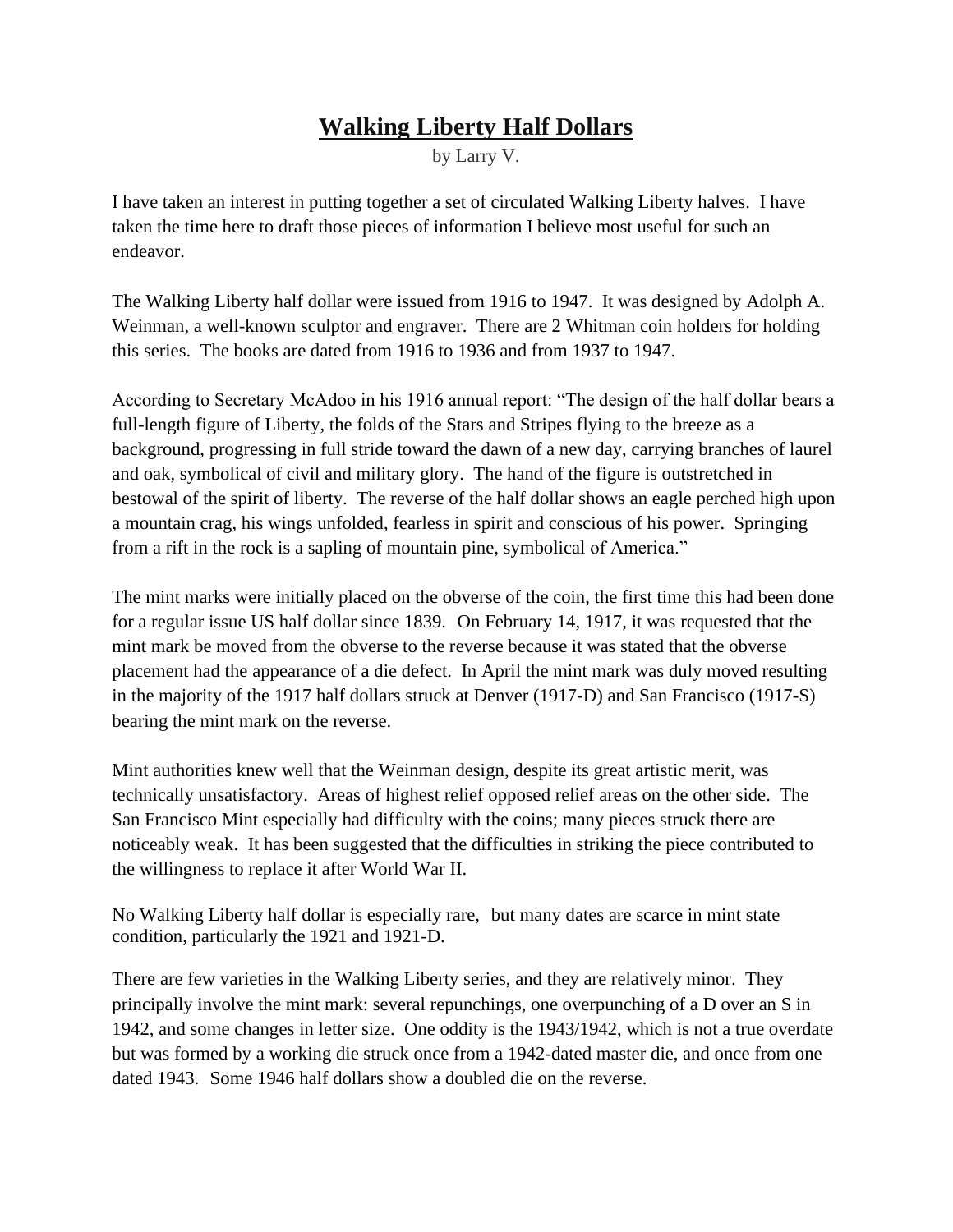# Walking Liberty Half Dollars

by Larry V.

I have taken an interest in putting together a set of circulated Walking Liberty halves. I have taken the time here to draft those pieces of information I believe most useful for such an endeavor.

The Walking Liberty half dollar were issued from 1916 to 1947. It was designed by Adolph A. Weinman, a well-known sculptor and engraver. There are 2 Whitman coin holders for holding this series. The books are dated from 1916 to 1936 and from 1937 to 1947.

According to Secretary McAdoo in his 1916 annual report: "The design of the half dollar bears a full-length figure of Liberty, the folds of the Stars and Stripes flying to the breeze as a background, progressing in full stride toward the dawn of a new day, carrying branches of laurel and oak, symbolical of civil and military glory. The hand of the figure is outstretched in bestowal of the spirit of liberty. The reverse of the half dollar shows an eagle perched high upon a mountain crag, his wings unfolded, fearless in spirit and conscious of his power. Springing from a rift in the rock is a sapling of mountain pine, symbolical of America."

The mint marks were initially placed on the obverse of the coin, the first time this had been done for a regular issue US half dollar since 1839. On February 14, 1917, it was requested that the mint mark be moved from the obverse to the reverse because it was stated that the obverse placement had the appearance of a die defect. In April the mint mark was duly moved resulting in the majority of the 1917 half dollars struck at Denver (1917-D) and San Francisco (1917-S) bearing the mint mark on the reverse.

Mint authorities knew well that the Weinman design, despite its great artistic merit, was technically unsatisfactory. Areas of highest relief opposed relief areas on the other side. The San Francisco Mint especially had difficulty with the coins; many pieces struck there are noticeably weak. It has been suggested that the difficulties in striking the piece contributed to the willingness to replace it after World War II.

No Walking Liberty half dollar is especially rare, but many dates are scarce in mint state condition, particularly the 1921 and 1921-D.

There are few varieties in the Walking Liberty series, and they are relatively minor. They principally involve the mint mark: several repunchings, one overpunching of a D over an S in 1942, and some changes in letter size. One oddity is the 1943/1942, which is not a true overdate but was formed by a working die struck once from a 1942-dated master die, and once from one dated 1943. Some 1946 half dollars show a doubled die on the reverse.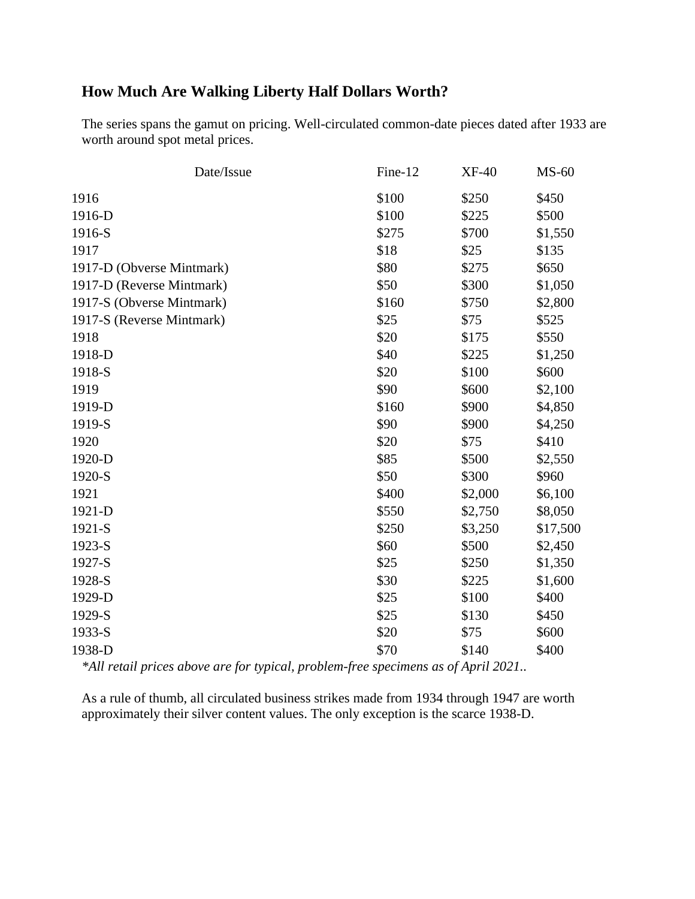## How Much Are Walking Liberty Half Dollars Worth?

The series spans the gamut on pricing. Well-circulated common-date pieces dated after 1933 are worth around spot metal prices.

| Date/Issue | Fine-12 | XF-40 | MS-60 |
|---|---|---|---|
| 1916 | $100 | $250 | $450 |
| 1916-D | $100 | $225 | $500 |
| 1916-S | $275 | $700 | $1,550 |
| 1917 | $18 | $25 | $135 |
| 1917-D (Obverse Mintmark) | $80 | $275 | $650 |
| 1917-D (Reverse Mintmark) | $50 | $300 | $1,050 |
| 1917-S (Obverse Mintmark) | $160 | $750 | $2,800 |
| 1917-S (Reverse Mintmark) | $25 | $75 | $525 |
| 1918 | $20 | $175 | $550 |
| 1918-D | $40 | $225 | $1,250 |
| 1918-S | $20 | $100 | $600 |
| 1919 | $90 | $600 | $2,100 |
| 1919-D | $160 | $900 | $4,850 |
| 1919-S | $90 | $900 | $4,250 |
| 1920 | $20 | $75 | $410 |
| 1920-D | $85 | $500 | $2,550 |
| 1920-S | $50 | $300 | $960 |
| 1921 | $400 | $2,000 | $6,100 |
| 1921-D | $550 | $2,750 | $8,050 |
| 1921-S | $250 | $3,250 | $17,500 |
| 1923-S | $60 | $500 | $2,450 |
| 1927-S | $25 | $250 | $1,350 |
| 1928-S | $30 | $225 | $1,600 |
| 1929-D | $25 | $100 | $400 |
| 1929-S | $25 | $130 | $450 |
| 1933-S | $20 | $75 | $600 |
| 1938-D | $70 | $140 | $400 |

*\*All retail prices above are for typical, problem-free specimens as of April 2021..*

As a rule of thumb, all circulated business strikes made from 1934 through 1947 are worth approximately their silver content values. The only exception is the scarce 1938-D.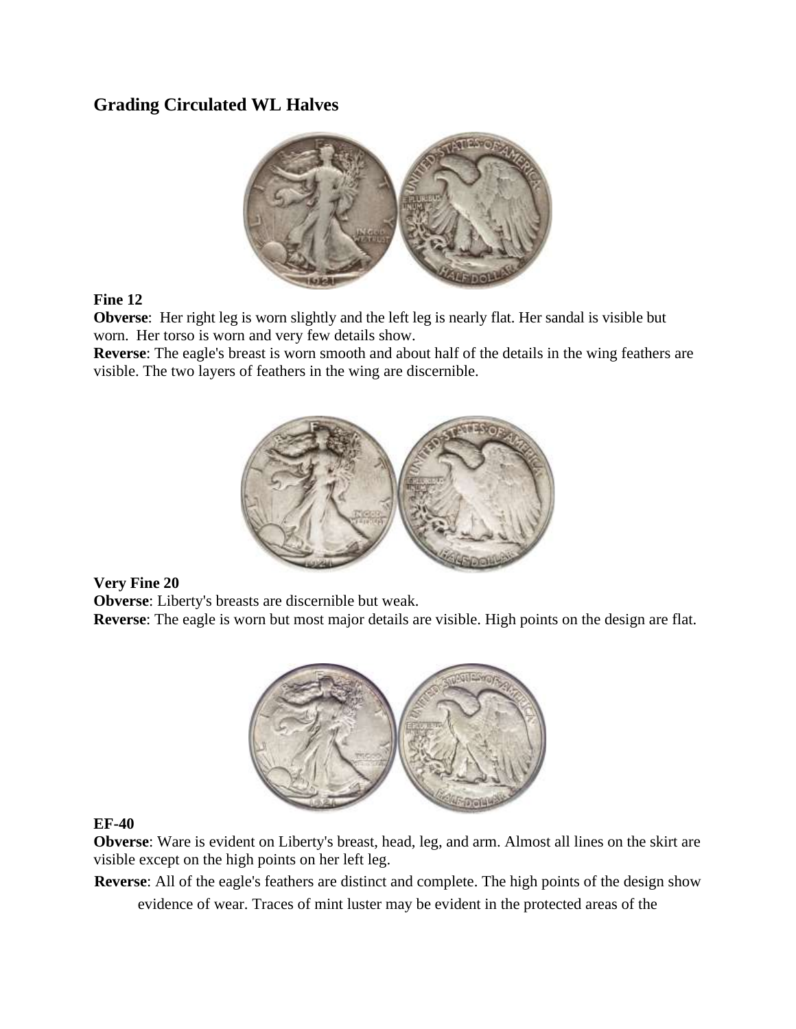## Grading Circulated WL Halves

**Fine 12**

**Obverse**: Her right leg is worn slightly and the left leg is nearly flat. Her sandal is visible but worn. Her torso is worn and very few details show.

**Reverse**: The eagle's breast is worn smooth and about half of the details in the wing feathers are visible. The two layers of feathers in the wing are discernible.

**Very Fine 20**

**Obverse**: Liberty's breasts are discernible but weak.

**Reverse**: The eagle is worn but most major details are visible. High points on the design are flat.

**EF-40**

**Obverse**: Ware is evident on Liberty's breast, head, leg, and arm. Almost all lines on the skirt are visible except on the high points on her left leg.

**Reverse**: All of the eagle's feathers are distinct and complete. The high points of the design show evidence of wear. Traces of mint luster may be evident in the protected areas of the